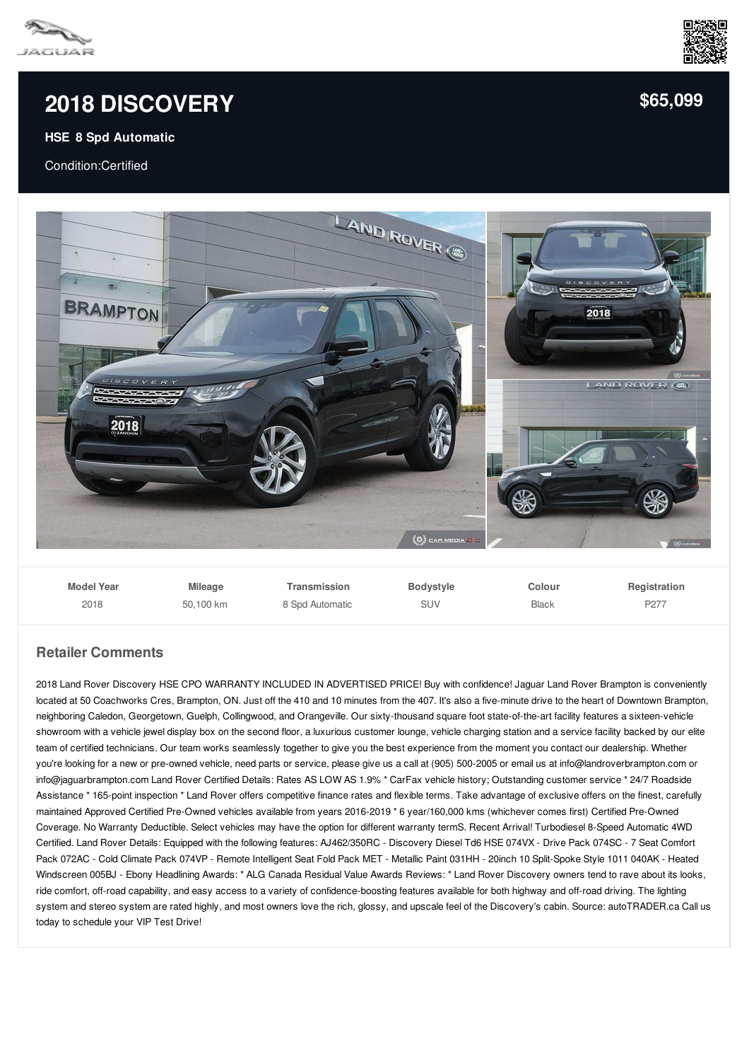# 2018 DISCOVERY

**$65,099**

**HSE 8 Spd Automatic**

Condition:Certified

| Model Year | Mileage | Transmission | Bodystyle | Colour | Registration |
|---|---|---|---|---|---|
| 2018 | 50,100 km | 8 Spd Automatic | SUV | Black | P277 |

## Retailer Comments

2018 Land Rover Discovery HSE CPO WARRANTY INCLUDED IN ADVERTISED PRICE! Buy with confidence! Jaguar Land Rover Brampton is conveniently located at 50 Coachworks Cres, Brampton, ON. Just off the 410 and 10 minutes from the 407. It's also a five-minute drive to the heart of Downtown Brampton, neighboring Caledon, Georgetown, Guelph, Collingwood, and Orangeville. Our sixty-thousand square foot state-of-the-art facility features a sixteen-vehicle showroom with a vehicle jewel display box on the second floor, a luxurious customer lounge, vehicle charging station and a service facility backed by our elite team of certified technicians. Our team works seamlessly together to give you the best experience from the moment you contact our dealership. Whether you're looking for a new or pre-owned vehicle, need parts or service, please give us a call at (905) 500-2005 or email us at info@landroverbrampton.com or info@jaguarbrampton.com Land Rover Certified Details: Rates AS LOW AS 1.9% * CarFax vehicle history; Outstanding customer service * 24/7 Roadside Assistance * 165-point inspection * Land Rover offers competitive finance rates and flexible terms. Take advantage of exclusive offers on the finest, carefully maintained Approved Certified Pre-Owned vehicles available from years 2016-2019 * 6 year/160,000 kms (whichever comes first) Certified Pre-Owned Coverage. No Warranty Deductible. Select vehicles may have the option for different warranty termS. Recent Arrival! Turbodiesel 8-Speed Automatic 4WD Certified. Land Rover Details: Equipped with the following features: AJ462/350RC - Discovery Diesel Td6 HSE 074VX - Drive Pack 074SC - 7 Seat Comfort Pack 072AC - Cold Climate Pack 074VP - Remote Intelligent Seat Fold Pack MET - Metallic Paint 031HH - 20inch 10 Split-Spoke Style 1011 040AK - Heated Windscreen 005BJ - Ebony Headlining Awards: * ALG Canada Residual Value Awards Reviews: * Land Rover Discovery owners tend to rave about its looks, ride comfort, off-road capability, and easy access to a variety of confidence-boosting features available for both highway and off-road driving. The lighting system and stereo system are rated highly, and most owners love the rich, glossy, and upscale feel of the Discovery's cabin. Source: autoTRADER.ca Call us today to schedule your VIP Test Drive!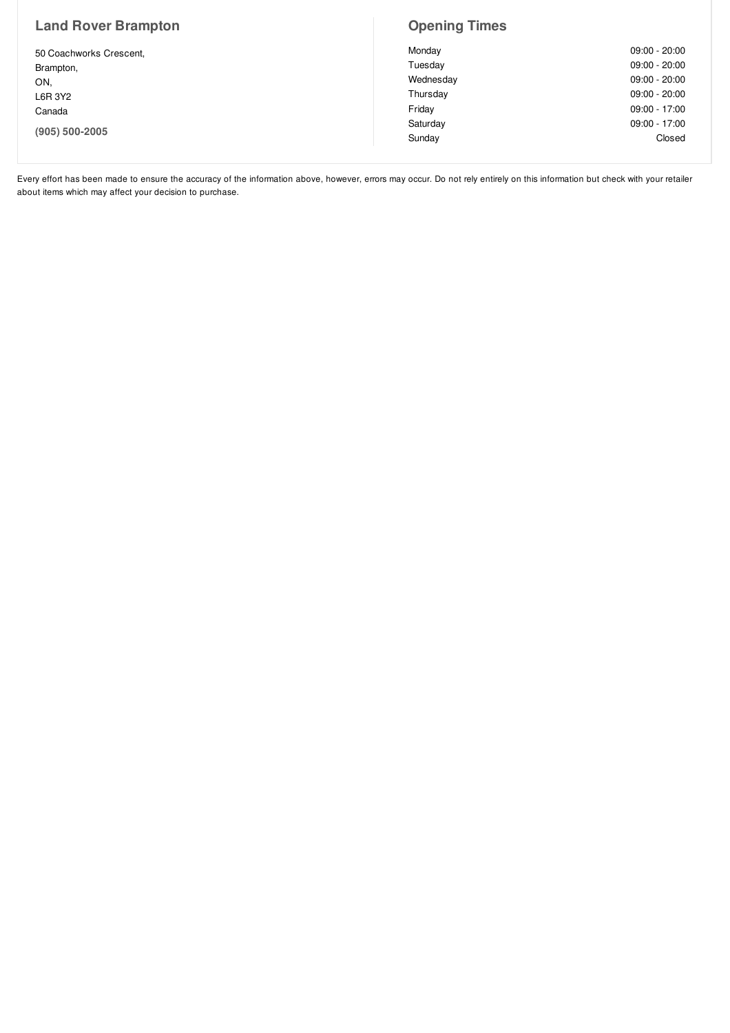## Land Rover Brampton

50 Coachworks Crescent,
Brampton,
ON,
L6R 3Y2
Canada

**(905) 500-2005**

## Opening Times

| | |
|---|---|
| Monday | 09:00 - 20:00 |
| Tuesday | 09:00 - 20:00 |
| Wednesday | 09:00 - 20:00 |
| Thursday | 09:00 - 20:00 |
| Friday | 09:00 - 17:00 |
| Saturday | 09:00 - 17:00 |
| Sunday | Closed |

Every effort has been made to ensure the accuracy of the information above, however, errors may occur. Do not rely entirely on this information but check with your retailer about items which may affect your decision to purchase.